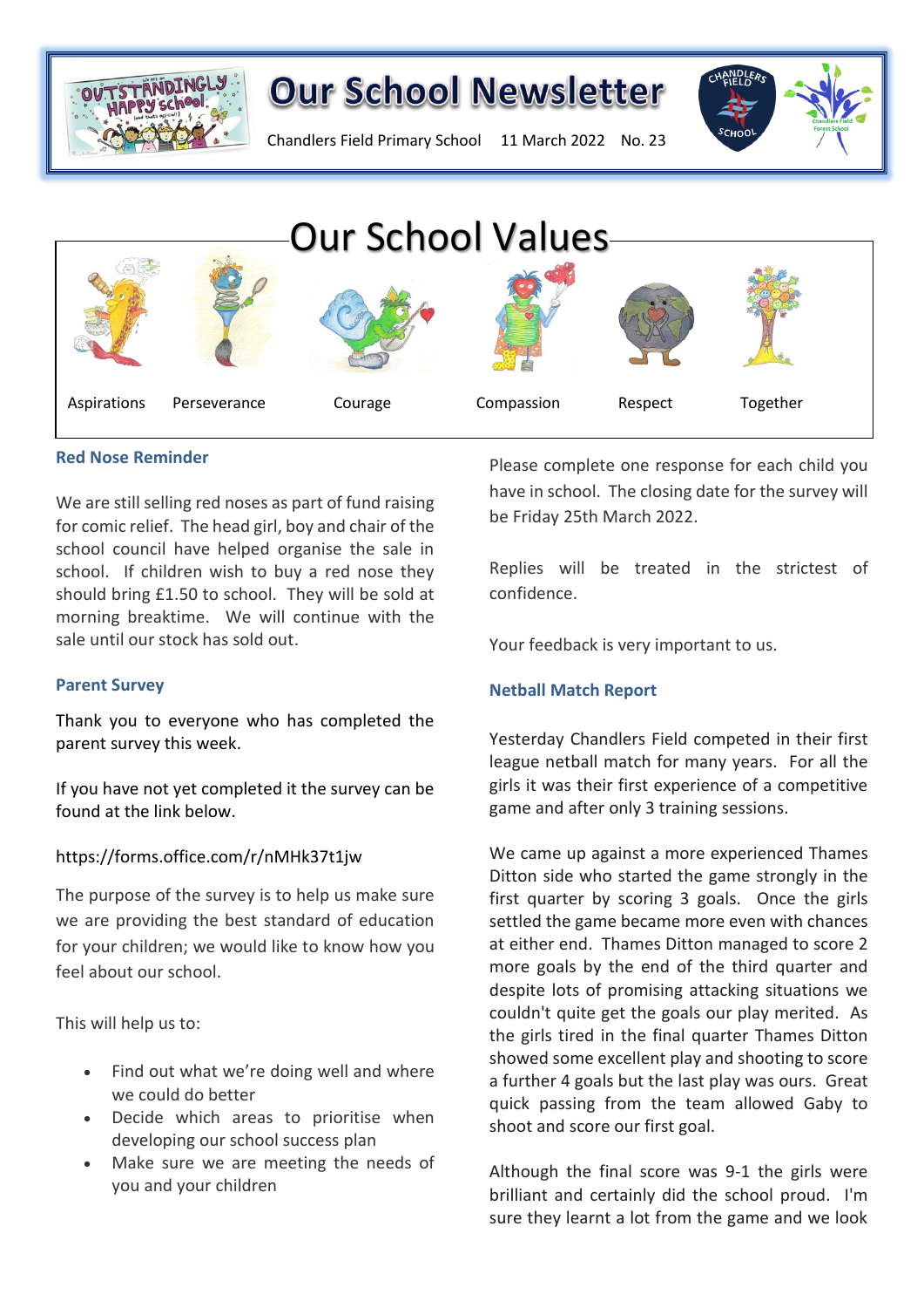# Our School Newsletter

Chandlers Field Primary School 11 March 2022 No. 23

## Our School Values

Aspirations Perseverance Courage Compassion Respect Together

### Red Nose Reminder

We are still selling red noses as part of fund raising for comic relief. The head girl, boy and chair of the school council have helped organise the sale in school. If children wish to buy a red nose they should bring £1.50 to school. They will be sold at morning breaktime. We will continue with the sale until our stock has sold out.

### Parent Survey

Thank you to everyone who has completed the parent survey this week.

If you have not yet completed it the survey can be found at the link below.

https://forms.office.com/r/nMHk37t1jw

The purpose of the survey is to help us make sure we are providing the best standard of education for your children; we would like to know how you feel about our school.

This will help us to:

- Find out what we're doing well and where we could do better
- Decide which areas to prioritise when developing our school success plan
- Make sure we are meeting the needs of you and your children

Please complete one response for each child you have in school. The closing date for the survey will be Friday 25th March 2022.

Replies will be treated in the strictest of confidence.

Your feedback is very important to us.

### Netball Match Report

Yesterday Chandlers Field competed in their first league netball match for many years. For all the girls it was their first experience of a competitive game and after only 3 training sessions.

We came up against a more experienced Thames Ditton side who started the game strongly in the first quarter by scoring 3 goals. Once the girls settled the game became more even with chances at either end. Thames Ditton managed to score 2 more goals by the end of the third quarter and despite lots of promising attacking situations we couldn't quite get the goals our play merited. As the girls tired in the final quarter Thames Ditton showed some excellent play and shooting to score a further 4 goals but the last play was ours. Great quick passing from the team allowed Gaby to shoot and score our first goal.

Although the final score was 9-1 the girls were brilliant and certainly did the school proud. I'm sure they learnt a lot from the game and we look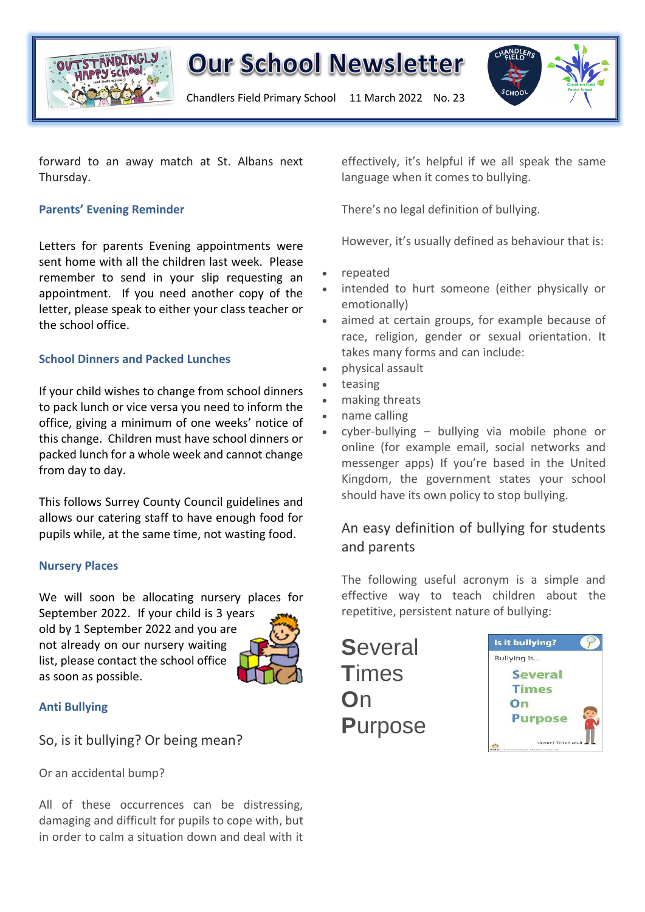# Our School Newsletter

Chandlers Field Primary School 11 March 2022 No. 23

forward to an away match at St. Albans next Thursday.

### Parents' Evening Reminder

Letters for parents Evening appointments were sent home with all the children last week. Please remember to send in your slip requesting an appointment. If you need another copy of the letter, please speak to either your class teacher or the school office.

### School Dinners and Packed Lunches

If your child wishes to change from school dinners to pack lunch or vice versa you need to inform the office, giving a minimum of one weeks' notice of this change. Children must have school dinners or packed lunch for a whole week and cannot change from day to day.

This follows Surrey County Council guidelines and allows our catering staff to have enough food for pupils while, at the same time, not wasting food.

### Nursery Places

We will soon be allocating nursery places for September 2022. If your child is 3 years old by 1 September 2022 and you are not already on our nursery waiting list, please contact the school office as soon as possible.

### Anti Bullying

So, is it bullying? Or being mean?

Or an accidental bump?

All of these occurrences can be distressing, damaging and difficult for pupils to cope with, but in order to calm a situation down and deal with it effectively, it's helpful if we all speak the same language when it comes to bullying.

There's no legal definition of bullying.

However, it's usually defined as behaviour that is:

- repeated
- intended to hurt someone (either physically or emotionally)
- aimed at certain groups, for example because of race, religion, gender or sexual orientation. It takes many forms and can include:
- physical assault
- teasing
- making threats
- name calling
- cyber-bullying – bullying via mobile phone or online (for example email, social networks and messenger apps) If you're based in the United Kingdom, the government states your school should have its own policy to stop bullying.

An easy definition of bullying for students and parents

The following useful acronym is a simple and effective way to teach children about the repetitive, persistent nature of bullying:

**S**everal
**T**imes
**O**n
**P**urpose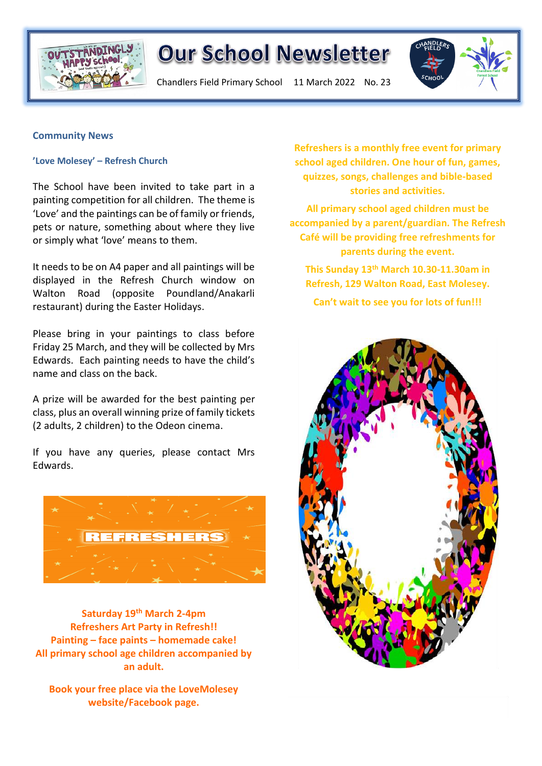# Our School Newsletter

Chandlers Field Primary School 11 March 2022 No. 23

## Community News

### 'Love Molesey' – Refresh Church

The School have been invited to take part in a painting competition for all children. The theme is 'Love' and the paintings can be of family or friends, pets or nature, something about where they live or simply what 'love' means to them.

It needs to be on A4 paper and all paintings will be displayed in the Refresh Church window on Walton Road (opposite Poundland/Anakarli restaurant) during the Easter Holidays.

Please bring in your paintings to class before Friday 25 March, and they will be collected by Mrs Edwards. Each painting needs to have the child's name and class on the back.

A prize will be awarded for the best painting per class, plus an overall winning prize of family tickets (2 adults, 2 children) to the Odeon cinema.

If you have any queries, please contact Mrs Edwards.

**REFRESHERS**

**Saturday 19th March 2-4pm**
**Refreshers Art Party in Refresh!!**
**Painting – face paints – homemade cake!**
**All primary school age children accompanied by an adult.**

**Book your free place via the LoveMolesey website/Facebook page.**

**Refreshers is a monthly free event for primary school aged children. One hour of fun, games, quizzes, songs, challenges and bible-based stories and activities.**

**All primary school aged children must be accompanied by a parent/guardian. The Refresh Café will be providing free refreshments for parents during the event.**

**This Sunday 13th March 10.30-11.30am in Refresh, 129 Walton Road, East Molesey.**

**Can't wait to see you for lots of fun!!!**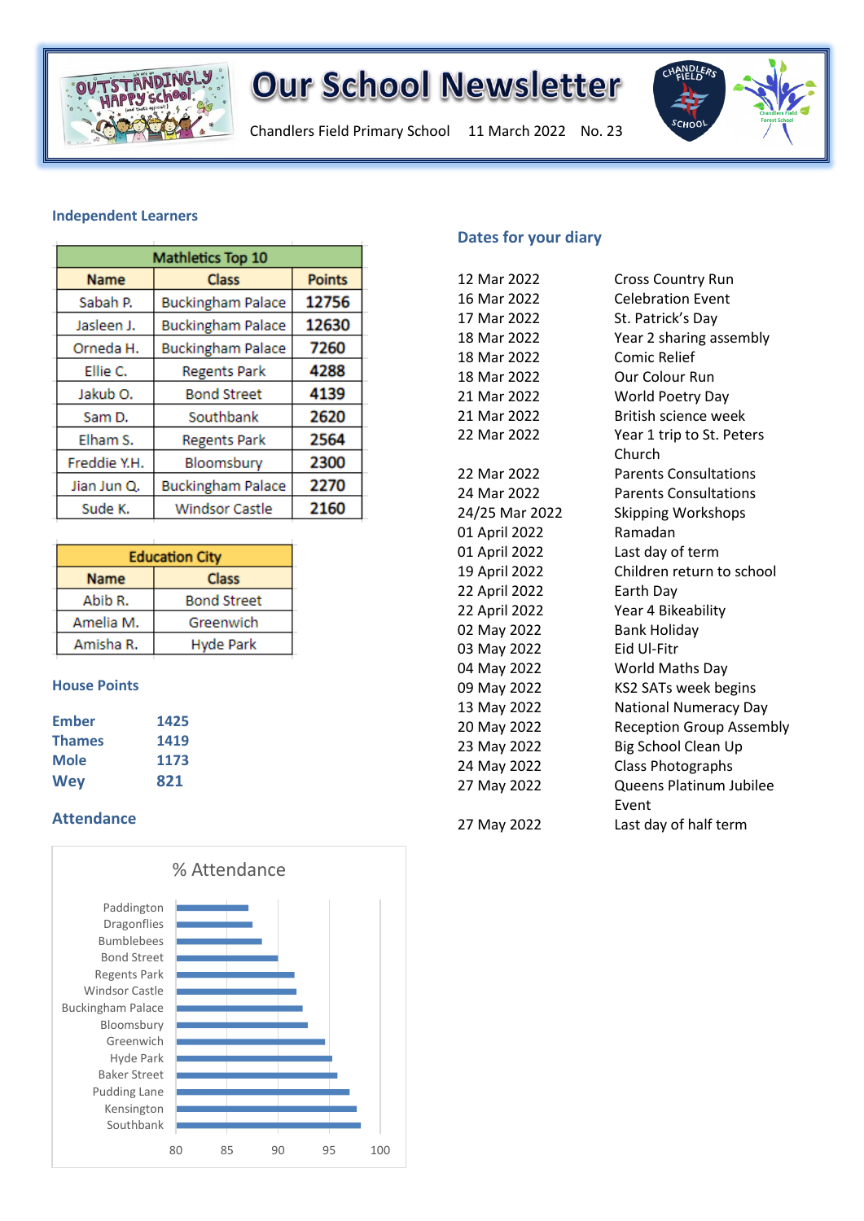# Our School Newsletter

Chandlers Field Primary School 11 March 2022 No. 23

## Independent Learners

| Mathletics Top 10 | | |
|---|---|---|
| **Name** | **Class** | **Points** |
| Sabah P. | Buckingham Palace | 12756 |
| Jasleen J. | Buckingham Palace | 12630 |
| Orneda H. | Buckingham Palace | 7260 |
| Ellie C. | Regents Park | 4288 |
| Jakub O. | Bond Street | 4139 |
| Sam D. | Southbank | 2620 |
| Elham S. | Regents Park | 2564 |
| Freddie Y.H. | Bloomsbury | 2300 |
| Jian Jun Q. | Buckingham Palace | 2270 |
| Sude K. | Windsor Castle | 2160 |

| Education City | |
|---|---|
| **Name** | **Class** |
| Abib R. | Bond Street |
| Amelia M. | Greenwich |
| Amisha R. | Hyde Park |

## House Points

| | |
|---|---|
| Ember | 1425 |
| Thames | 1419 |
| Mole | 1173 |
| Wey | 821 |

## Attendance

% Attendance

Paddington
Dragonflies
Bumblebees
Bond Street
Regents Park
Windsor Castle
Buckingham Palace
Bloomsbury
Greenwich
Hyde Park
Baker Street
Pudding Lane
Kensington
Southbank

80 85 90 95 100

## Dates for your diary

| | |
|---|---|
| 12 Mar 2022 | Cross Country Run |
| 16 Mar 2022 | Celebration Event |
| 17 Mar 2022 | St. Patrick's Day |
| 18 Mar 2022 | Year 2 sharing assembly |
| 18 Mar 2022 | Comic Relief |
| 18 Mar 2022 | Our Colour Run |
| 21 Mar 2022 | World Poetry Day |
| 21 Mar 2022 | British science week |
| 22 Mar 2022 | Year 1 trip to St. Peters Church |
| 22 Mar 2022 | Parents Consultations |
| 24 Mar 2022 | Parents Consultations |
| 24/25 Mar 2022 | Skipping Workshops |
| 01 April 2022 | Ramadan |
| 01 April 2022 | Last day of term |
| 19 April 2022 | Children return to school |
| 22 April 2022 | Earth Day |
| 22 April 2022 | Year 4 Bikeability |
| 02 May 2022 | Bank Holiday |
| 03 May 2022 | Eid Ul-Fitr |
| 04 May 2022 | World Maths Day |
| 09 May 2022 | KS2 SATs week begins |
| 13 May 2022 | National Numeracy Day |
| 20 May 2022 | Reception Group Assembly |
| 23 May 2022 | Big School Clean Up |
| 24 May 2022 | Class Photographs |
| 27 May 2022 | Queens Platinum Jubilee Event |
| 27 May 2022 | Last day of half term |